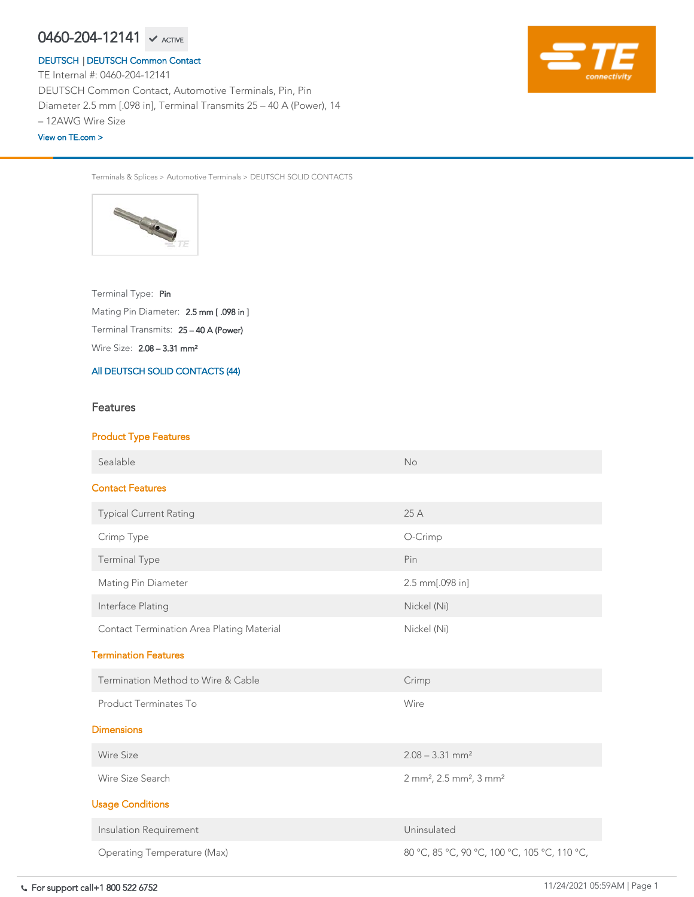# 0460-204-12141 ✔ ACTIVE

DEUTSCH | DEUTSCH Common Contact

TE Internal #: 0460-204-12141

DEUTSCH Common Contact, Automotive Terminals, Pin, Pin Diameter 2.5 mm [.098 in], Terminal Transmits 25 – 40 A (Power), 14 – 12AWG Wire Size

View on TE.com >

Terminals & Splices > Automotive Terminals > DEUTSCH SOLID CONTACTS

Terminal Type: **Pin**

Mating Pin Diameter: **2.5 mm [ .098 in ]**

Terminal Transmits: **25 – 40 A (Power)**

Wire Size: **2.08 – 3.31 mm²**

All DEUTSCH SOLID CONTACTS (44)

## Features

### Product Type Features

| | |
|---|---|
| Sealable | No |

### Contact Features

| | |
|---|---|
| Typical Current Rating | 25 A |
| Crimp Type | O-Crimp |
| Terminal Type | Pin |
| Mating Pin Diameter | 2.5 mm[.098 in] |
| Interface Plating | Nickel (Ni) |
| Contact Termination Area Plating Material | Nickel (Ni) |

### Termination Features

| | |
|---|---|
| Termination Method to Wire & Cable | Crimp |
| Product Terminates To | Wire |

### Dimensions

| | |
|---|---|
| Wire Size | 2.08 – 3.31 mm² |
| Wire Size Search | 2 mm², 2.5 mm², 3 mm² |

### Usage Conditions

| | |
|---|---|
| Insulation Requirement | Uninsulated |
| Operating Temperature (Max) | 80 °C, 85 °C, 90 °C, 100 °C, 105 °C, 110 °C, |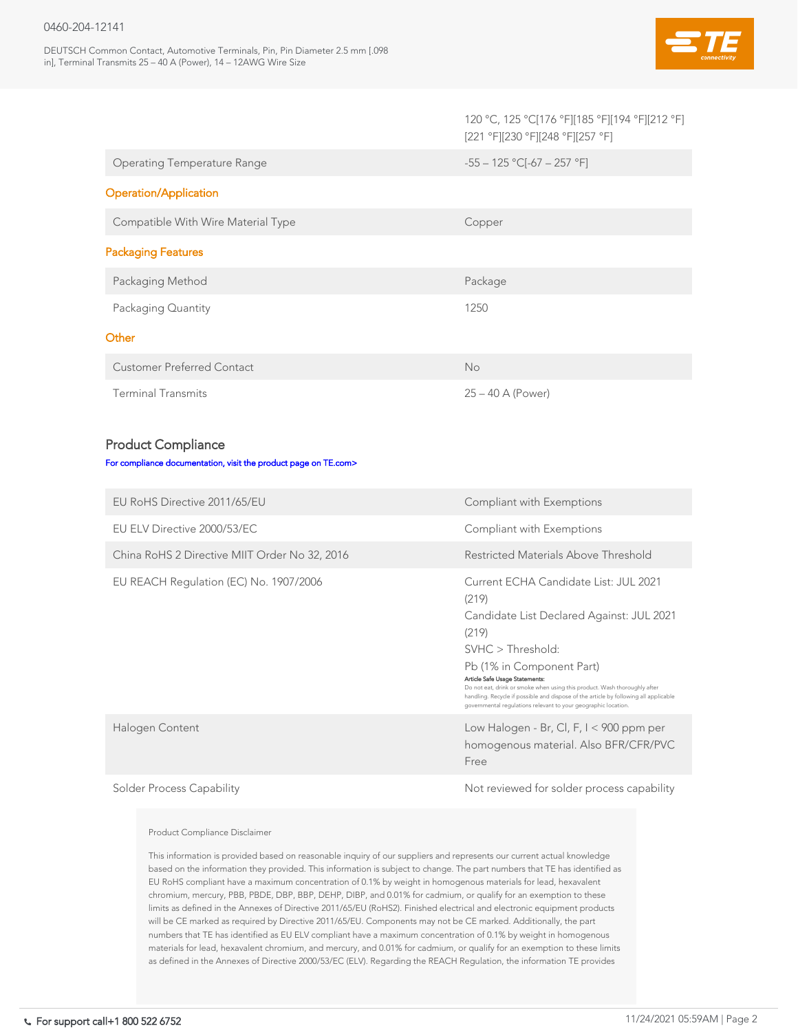| | |
|---|---|
| | 120 °C, 125 °C[176 °F][185 °F][194 °F][212 °F][221 °F][230 °F][248 °F][257 °F] |
| Operating Temperature Range | -55 – 125 °C[-67 – 257 °F] |

## Operation/Application

| | |
|---|---|
| Compatible With Wire Material Type | Copper |

## Packaging Features

| | |
|---|---|
| Packaging Method | Package |
| Packaging Quantity | 1250 |

## Other

| | |
|---|---|
| Customer Preferred Contact | No |
| Terminal Transmits | 25 – 40 A (Power) |

## Product Compliance

For compliance documentation, visit the product page on TE.com>

| | |
|---|---|
| EU RoHS Directive 2011/65/EU | Compliant with Exemptions |
| EU ELV Directive 2000/53/EC | Compliant with Exemptions |
| China RoHS 2 Directive MIIT Order No 32, 2016 | Restricted Materials Above Threshold |
| EU REACH Regulation (EC) No. 1907/2006 | Current ECHA Candidate List: JUL 2021 (219)<br>Candidate List Declared Against: JUL 2021 (219)<br>SVHC > Threshold:<br>Pb (1% in Component Part)<br>**Article Safe Usage Statements:**<br>Do not eat, drink or smoke when using this product. Wash thoroughly after handling. Recycle if possible and dispose of the article by following all applicable governmental regulations relevant to your geographic location. |
| Halogen Content | Low Halogen - Br, Cl, F, I < 900 ppm per homogenous material. Also BFR/CFR/PVC Free |
| Solder Process Capability | Not reviewed for solder process capability |

Product Compliance Disclaimer

This information is provided based on reasonable inquiry of our suppliers and represents our current actual knowledge based on the information they provided. This information is subject to change. The part numbers that TE has identified as EU RoHS compliant have a maximum concentration of 0.1% by weight in homogenous materials for lead, hexavalent chromium, mercury, PBB, PBDE, DBP, BBP, DEHP, DIBP, and 0.01% for cadmium, or qualify for an exemption to these limits as defined in the Annexes of Directive 2011/65/EU (RoHS2). Finished electrical and electronic equipment products will be CE marked as required by Directive 2011/65/EU. Components may not be CE marked. Additionally, the part numbers that TE has identified as EU ELV compliant have a maximum concentration of 0.1% by weight in homogenous materials for lead, hexavalent chromium, and mercury, and 0.01% for cadmium, or qualify for an exemption to these limits as defined in the Annexes of Directive 2000/53/EC (ELV). Regarding the REACH Regulation, the information TE provides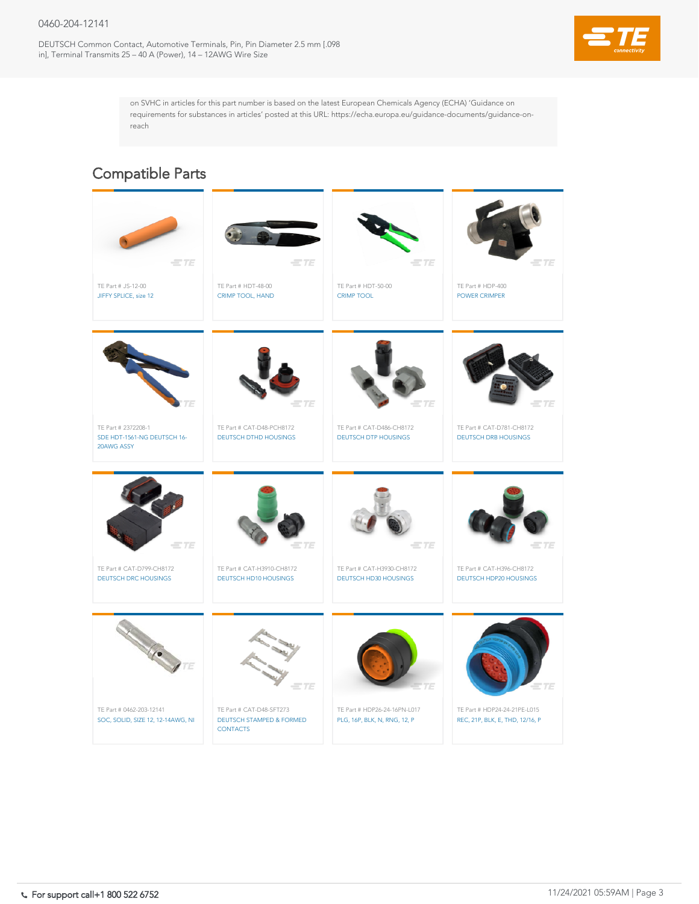on SVHC in articles for this part number is based on the latest European Chemicals Agency (ECHA) 'Guidance on requirements for substances in articles' posted at this URL: https://echa.europa.eu/guidance-documents/guidance-on-reach

## Compatible Parts

TE Part # JS-12-00
JIFFY SPLICE, size 12

TE Part # HDT-48-00
CRIMP TOOL, HAND

TE Part # HDT-50-00
CRIMP TOOL

TE Part # HDP-400
POWER CRIMPER

TE Part # 2372208-1
SDE HDT-1561-NG DEUTSCH 16-20AWG ASSY

TE Part # CAT-D48-PCH8172
DEUTSCH DTHD HOUSINGS

TE Part # CAT-D486-CH8172
DEUTSCH DTP HOUSINGS

TE Part # CAT-D781-CH8172
DEUTSCH DRB HOUSINGS

TE Part # CAT-D799-CH8172
DEUTSCH DRC HOUSINGS

TE Part # CAT-H3910-CH8172
DEUTSCH HD10 HOUSINGS

TE Part # CAT-H3930-CH8172
DEUTSCH HD30 HOUSINGS

TE Part # CAT-H396-CH8172
DEUTSCH HDP20 HOUSINGS

TE Part # 0462-203-12141
SOC, SOLID, SIZE 12, 12-14AWG, NI

TE Part # CAT-D48-SFT273
DEUTSCH STAMPED & FORMED CONTACTS

TE Part # HDP26-24-16PN-L017
PLG, 16P, BLK, N, RNG, 12, P

TE Part # HDP24-24-21PE-L015
REC, 21P, BLK, E, THD, 12/16, P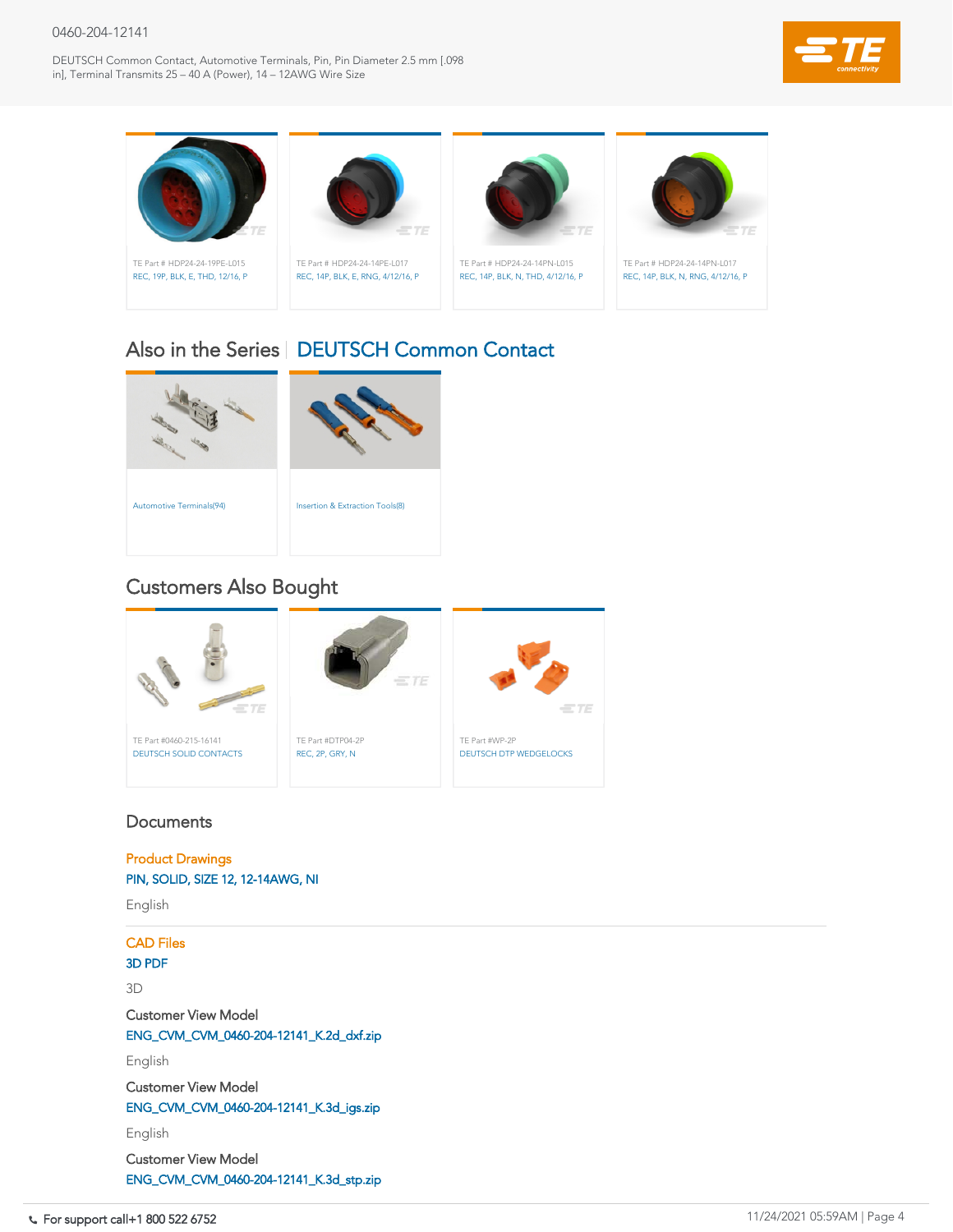TE Part # HDP24-24-19PE-L015
REC, 19P, BLK, E, THD, 12/16, P

TE Part # HDP24-24-14PE-L017
REC, 14P, BLK, E, RNG, 4/12/16, P

TE Part # HDP24-24-14PN-L015
REC, 14P, BLK, N, THD, 4/12/16, P

TE Part # HDP24-24-14PN-L017
REC, 14P, BLK, N, RNG, 4/12/16, P

## Also in the Series | DEUTSCH Common Contact

Automotive Terminals(94)

Insertion & Extraction Tools(8)

## Customers Also Bought

TE Part #0460-215-16141
DEUTSCH SOLID CONTACTS

TE Part #DTP04-2P
REC, 2P, GRY, N

TE Part #WP-2P
DEUTSCH DTP WEDGELOCKS

## Documents

### Product Drawings

PIN, SOLID, SIZE 12, 12-14AWG, NI

English

### CAD Files

3D PDF

3D

Customer View Model

ENG_CVM_CVM_0460-204-12141_K.2d_dxf.zip

English

Customer View Model

ENG_CVM_CVM_0460-204-12141_K.3d_igs.zip

English

Customer View Model

ENG_CVM_CVM_0460-204-12141_K.3d_stp.zip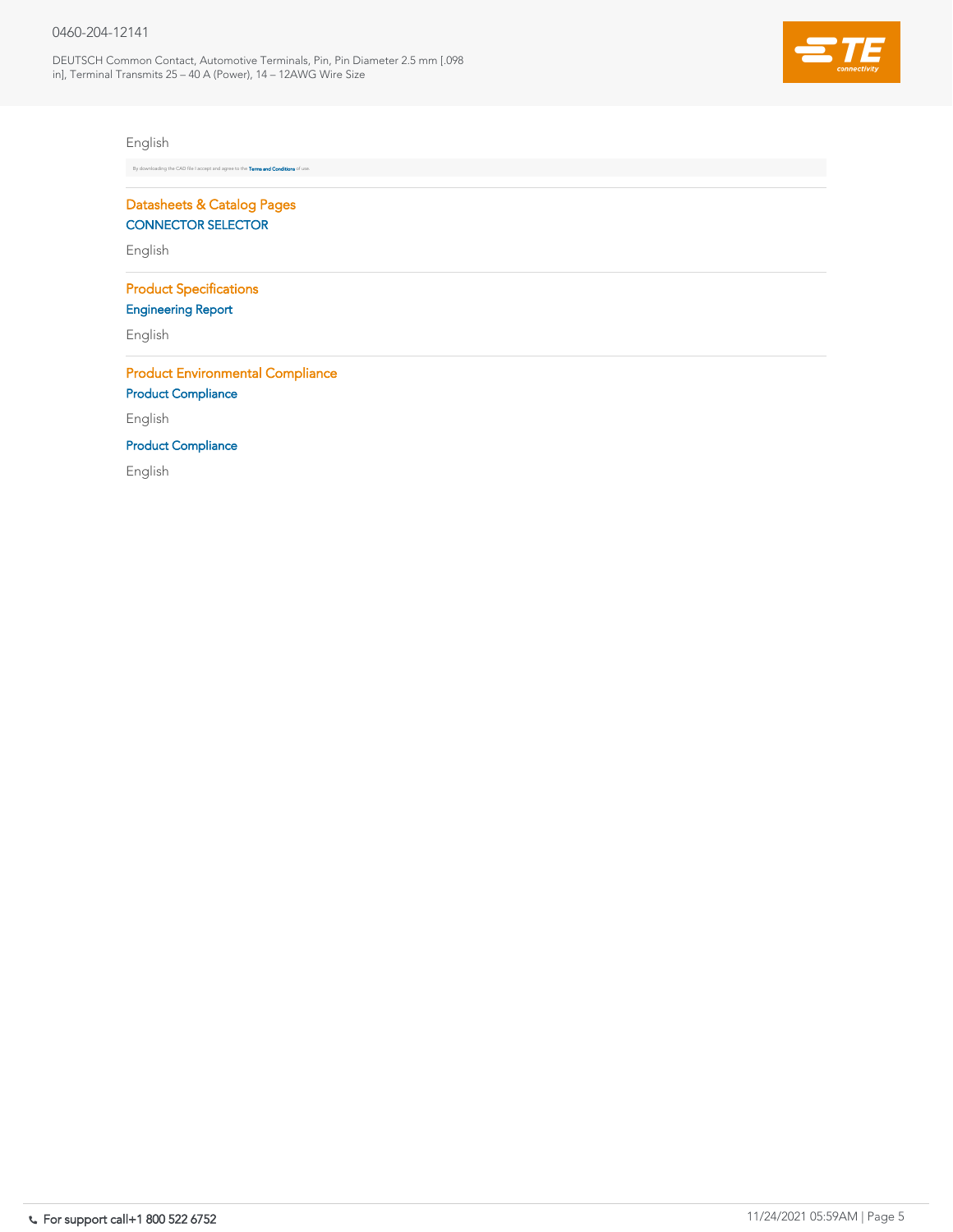English

By downloading the CAD file I accept and agree to the Terms and Conditions of use.

## Datasheets & Catalog Pages

CONNECTOR SELECTOR

English

## Product Specifications

Engineering Report

English

## Product Environmental Compliance

Product Compliance

English

Product Compliance

English